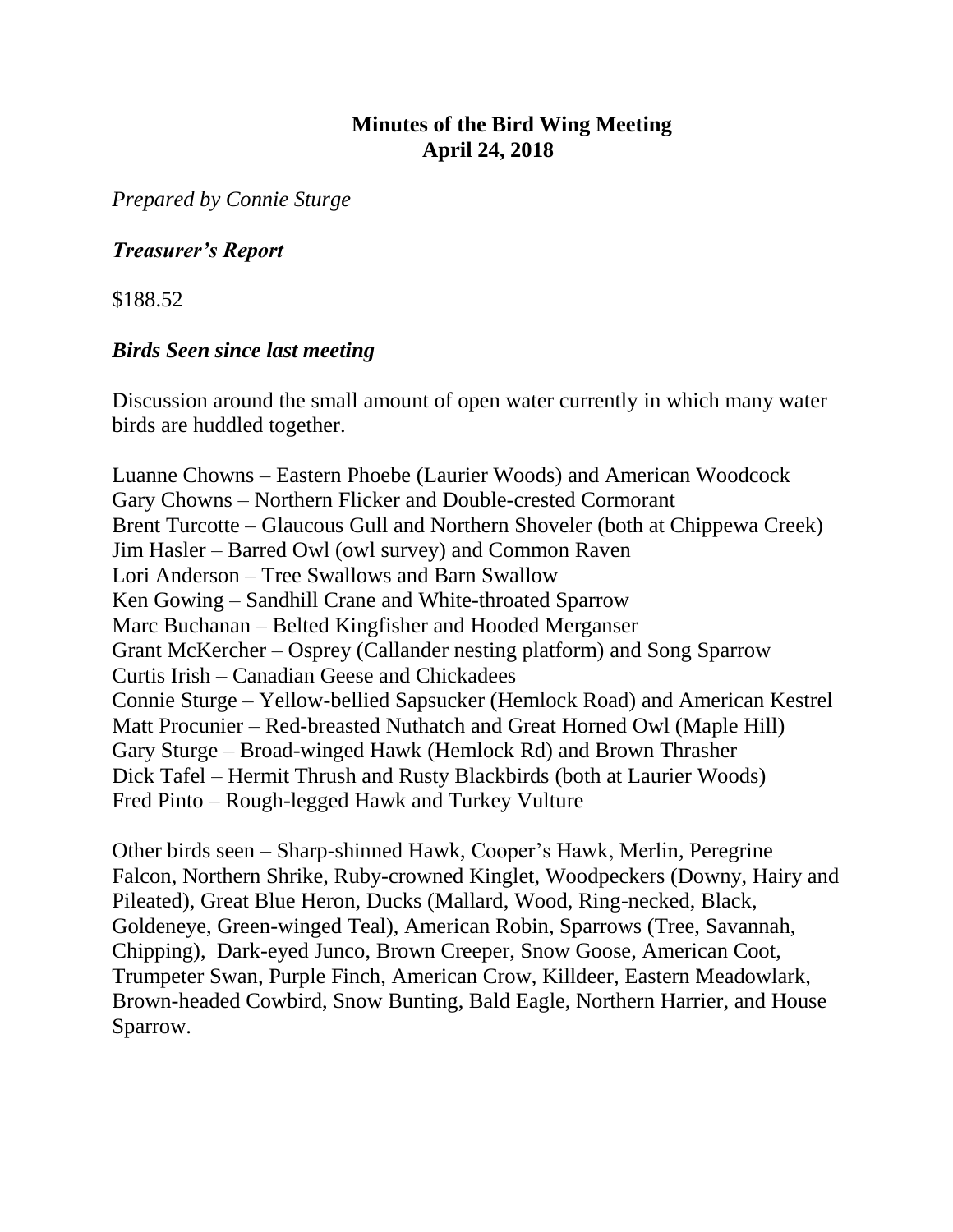# Minutes of the Bird Wing Meeting
## April 24, 2018

*Prepared by Connie Sturge*

### *Treasurer's Report*

$188.52

### *Birds Seen since last meeting*

Discussion around the small amount of open water currently in which many water birds are huddled together.

Luanne Chowns – Eastern Phoebe (Laurier Woods) and American Woodcock
Gary Chowns – Northern Flicker and Double-crested Cormorant
Brent Turcotte – Glaucous Gull and Northern Shoveler (both at Chippewa Creek)
Jim Hasler – Barred Owl (owl survey) and Common Raven
Lori Anderson – Tree Swallows and Barn Swallow
Ken Gowing – Sandhill Crane and White-throated Sparrow
Marc Buchanan – Belted Kingfisher and Hooded Merganser
Grant McKercher – Osprey (Callander nesting platform) and Song Sparrow
Curtis Irish – Canadian Geese and Chickadees
Connie Sturge – Yellow-bellied Sapsucker (Hemlock Road) and American Kestrel
Matt Procunier – Red-breasted Nuthatch and Great Horned Owl (Maple Hill)
Gary Sturge – Broad-winged Hawk (Hemlock Rd) and Brown Thrasher
Dick Tafel – Hermit Thrush and Rusty Blackbirds (both at Laurier Woods)
Fred Pinto – Rough-legged Hawk and Turkey Vulture

Other birds seen – Sharp-shinned Hawk, Cooper's Hawk, Merlin, Peregrine Falcon, Northern Shrike, Ruby-crowned Kinglet, Woodpeckers (Downy, Hairy and Pileated), Great Blue Heron, Ducks (Mallard, Wood, Ring-necked, Black, Goldeneye, Green-winged Teal), American Robin, Sparrows (Tree, Savannah, Chipping), Dark-eyed Junco, Brown Creeper, Snow Goose, American Coot, Trumpeter Swan, Purple Finch, American Crow, Killdeer, Eastern Meadowlark, Brown-headed Cowbird, Snow Bunting, Bald Eagle, Northern Harrier, and House Sparrow.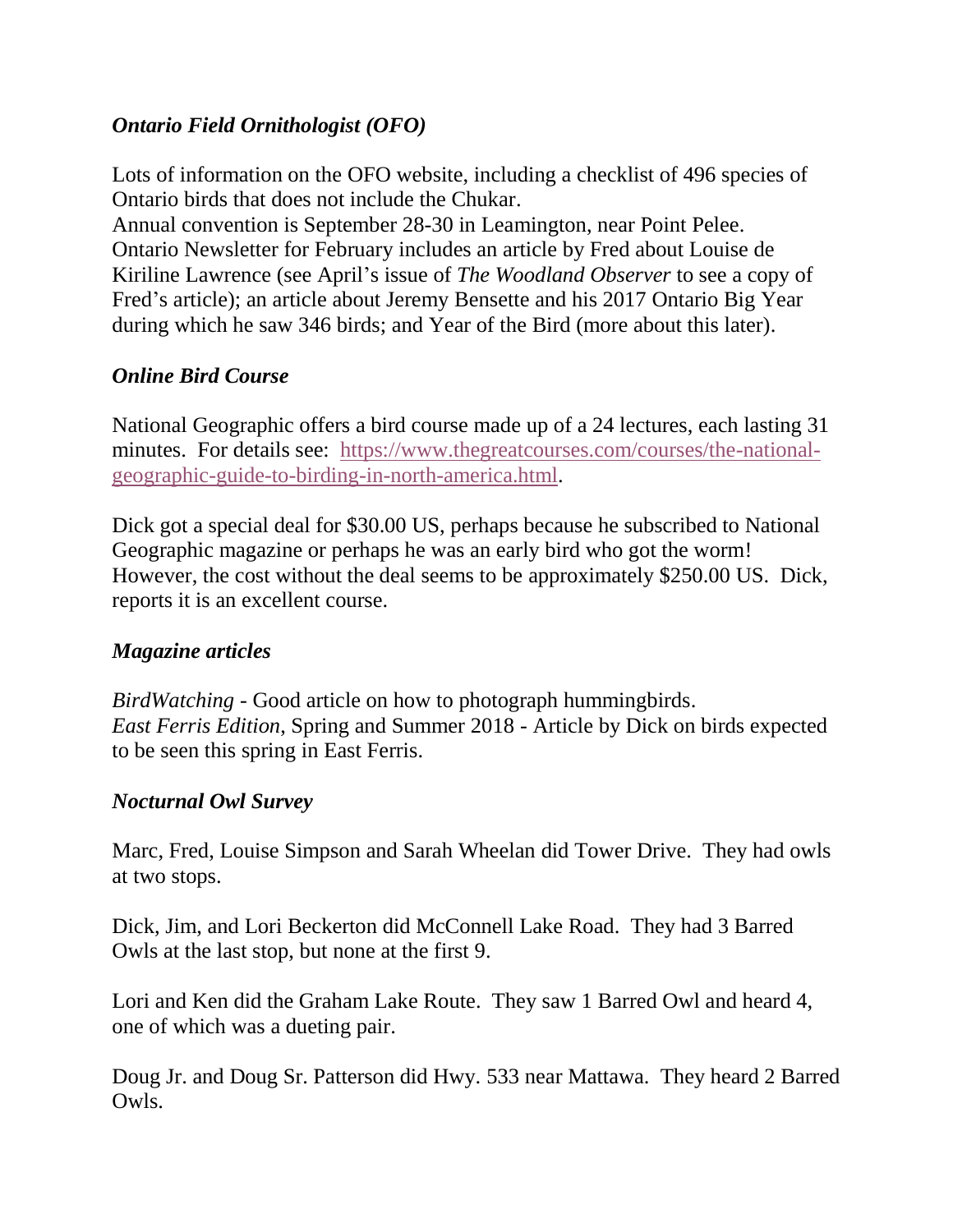### *Ontario Field Ornithologist (OFO)*

Lots of information on the OFO website, including a checklist of 496 species of Ontario birds that does not include the Chukar.
Annual convention is September 28-30 in Leamington, near Point Pelee.
Ontario Newsletter for February includes an article by Fred about Louise de Kiriline Lawrence (see April's issue of *The Woodland Observer* to see a copy of Fred's article); an article about Jeremy Bensette and his 2017 Ontario Big Year during which he saw 346 birds; and Year of the Bird (more about this later).

### *Online Bird Course*

National Geographic offers a bird course made up of a 24 lectures, each lasting 31 minutes. For details see: [https://www.thegreatcourses.com/courses/the-national-geographic-guide-to-birding-in-north-america.html](https://www.thegreatcourses.com/courses/the-national-geographic-guide-to-birding-in-north-america.html).

Dick got a special deal for $30.00 US, perhaps because he subscribed to National Geographic magazine or perhaps he was an early bird who got the worm! However, the cost without the deal seems to be approximately $250.00 US. Dick, reports it is an excellent course.

### *Magazine articles*

*BirdWatching* - Good article on how to photograph hummingbirds.
*East Ferris Edition*, Spring and Summer 2018 - Article by Dick on birds expected to be seen this spring in East Ferris.

### *Nocturnal Owl Survey*

Marc, Fred, Louise Simpson and Sarah Wheelan did Tower Drive. They had owls at two stops.

Dick, Jim, and Lori Beckerton did McConnell Lake Road. They had 3 Barred Owls at the last stop, but none at the first 9.

Lori and Ken did the Graham Lake Route. They saw 1 Barred Owl and heard 4, one of which was a dueting pair.

Doug Jr. and Doug Sr. Patterson did Hwy. 533 near Mattawa. They heard 2 Barred Owls.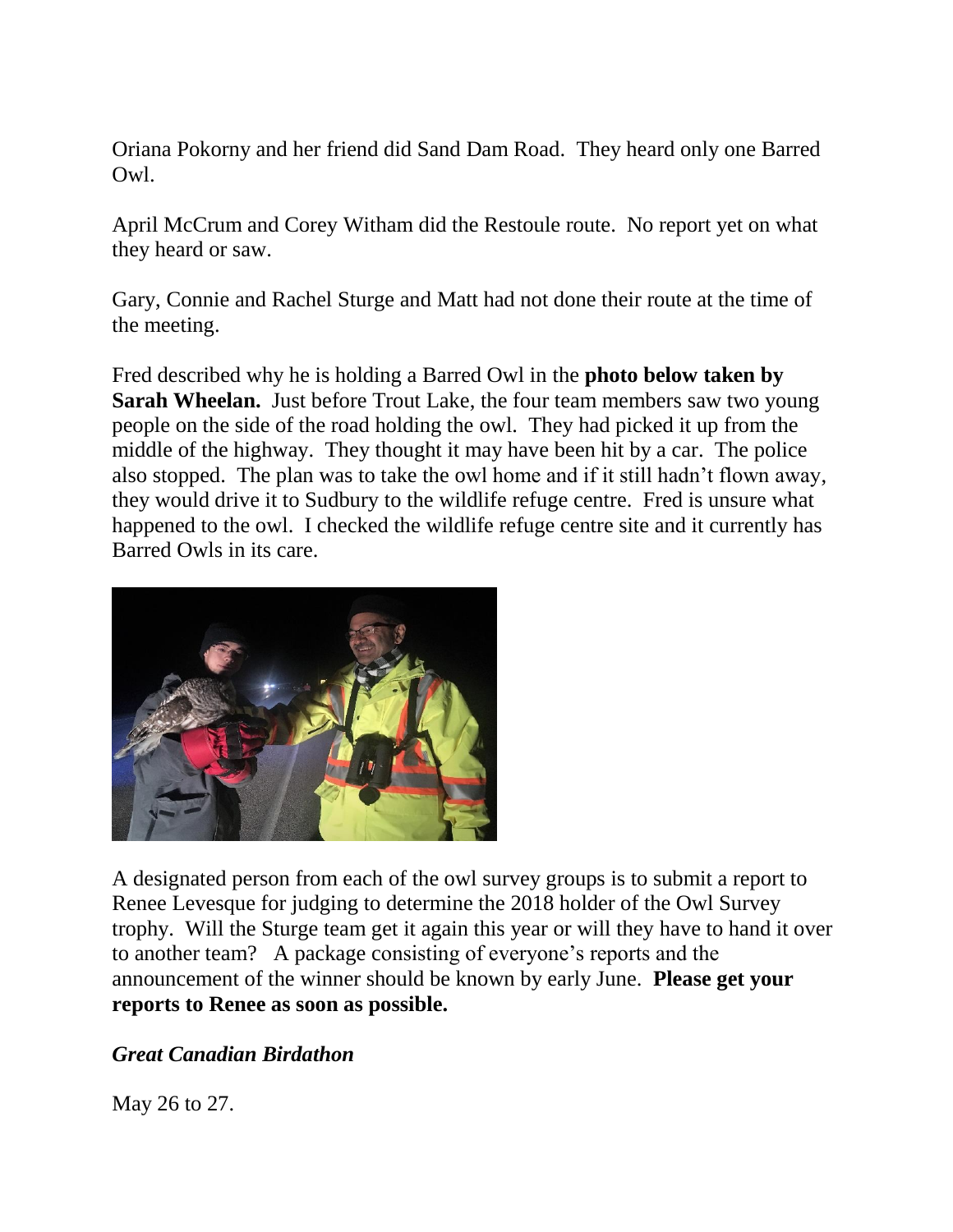Oriana Pokorny and her friend did Sand Dam Road. They heard only one Barred Owl.

April McCrum and Corey Witham did the Restoule route. No report yet on what they heard or saw.

Gary, Connie and Rachel Sturge and Matt had not done their route at the time of the meeting.

Fred described why he is holding a Barred Owl in the **photo below taken by Sarah Wheelan.** Just before Trout Lake, the four team members saw two young people on the side of the road holding the owl. They had picked it up from the middle of the highway. They thought it may have been hit by a car. The police also stopped. The plan was to take the owl home and if it still hadn't flown away, they would drive it to Sudbury to the wildlife refuge centre. Fred is unsure what happened to the owl. I checked the wildlife refuge centre site and it currently has Barred Owls in its care.

A designated person from each of the owl survey groups is to submit a report to Renee Levesque for judging to determine the 2018 holder of the Owl Survey trophy. Will the Sturge team get it again this year or will they have to hand it over to another team? A package consisting of everyone's reports and the announcement of the winner should be known by early June. **Please get your reports to Renee as soon as possible.**

***Great Canadian Birdathon***

May 26 to 27.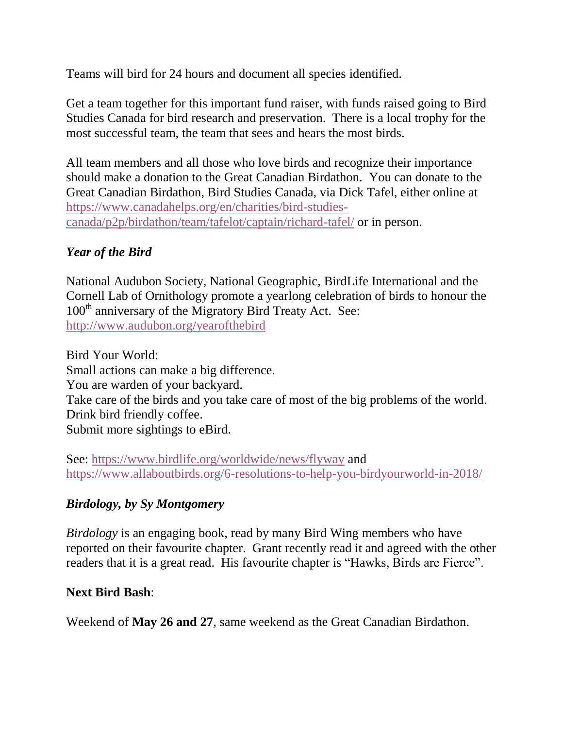Teams will bird for 24 hours and document all species identified.

Get a team together for this important fund raiser, with funds raised going to Bird Studies Canada for bird research and preservation. There is a local trophy for the most successful team, the team that sees and hears the most birds.

All team members and all those who love birds and recognize their importance should make a donation to the Great Canadian Birdathon. You can donate to the Great Canadian Birdathon, Bird Studies Canada, via Dick Tafel, either online at https://www.canadahelps.org/en/charities/bird-studies-canada/p2p/birdathon/team/tafelot/captain/richard-tafel/ or in person.

### *Year of the Bird*

National Audubon Society, National Geographic, BirdLife International and the Cornell Lab of Ornithology promote a yearlong celebration of birds to honour the 100th anniversary of the Migratory Bird Treaty Act. See: http://www.audubon.org/yearofthebird

Bird Your World:
Small actions can make a big difference.
You are warden of your backyard.
Take care of the birds and you take care of most of the big problems of the world.
Drink bird friendly coffee.
Submit more sightings to eBird.

See: https://www.birdlife.org/worldwide/news/flyway and https://www.allaboutbirds.org/6-resolutions-to-help-you-birdyourworld-in-2018/

### *Birdology, by Sy Montgomery*

*Birdology* is an engaging book, read by many Bird Wing members who have reported on their favourite chapter. Grant recently read it and agreed with the other readers that it is a great read. His favourite chapter is "Hawks, Birds are Fierce".

**Next Bird Bash**:

Weekend of **May 26 and 27**, same weekend as the Great Canadian Birdathon.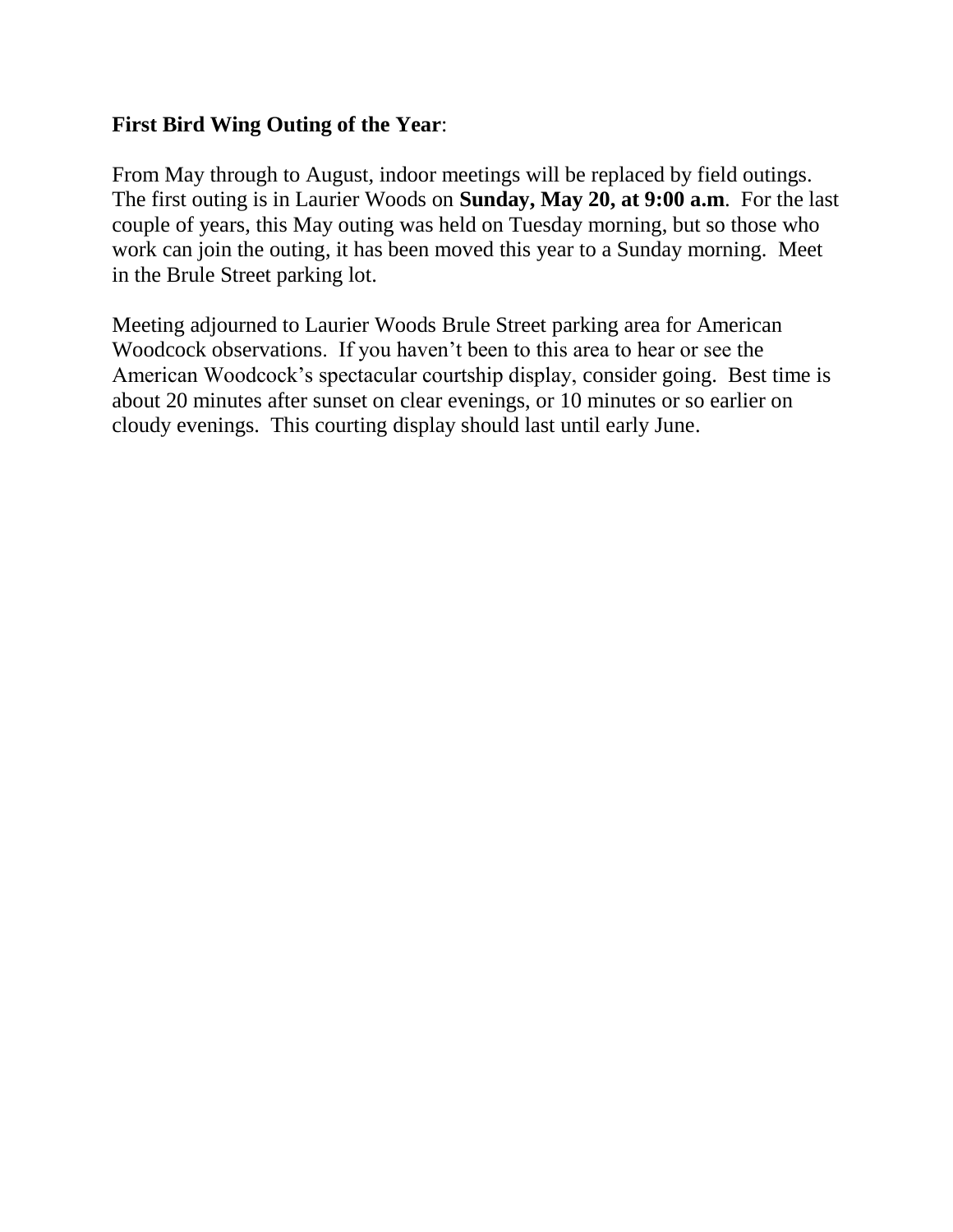**First Bird Wing Outing of the Year**:

From May through to August, indoor meetings will be replaced by field outings. The first outing is in Laurier Woods on **Sunday, May 20, at 9:00 a.m**. For the last couple of years, this May outing was held on Tuesday morning, but so those who work can join the outing, it has been moved this year to a Sunday morning. Meet in the Brule Street parking lot.

Meeting adjourned to Laurier Woods Brule Street parking area for American Woodcock observations. If you haven't been to this area to hear or see the American Woodcock's spectacular courtship display, consider going. Best time is about 20 minutes after sunset on clear evenings, or 10 minutes or so earlier on cloudy evenings. This courting display should last until early June.